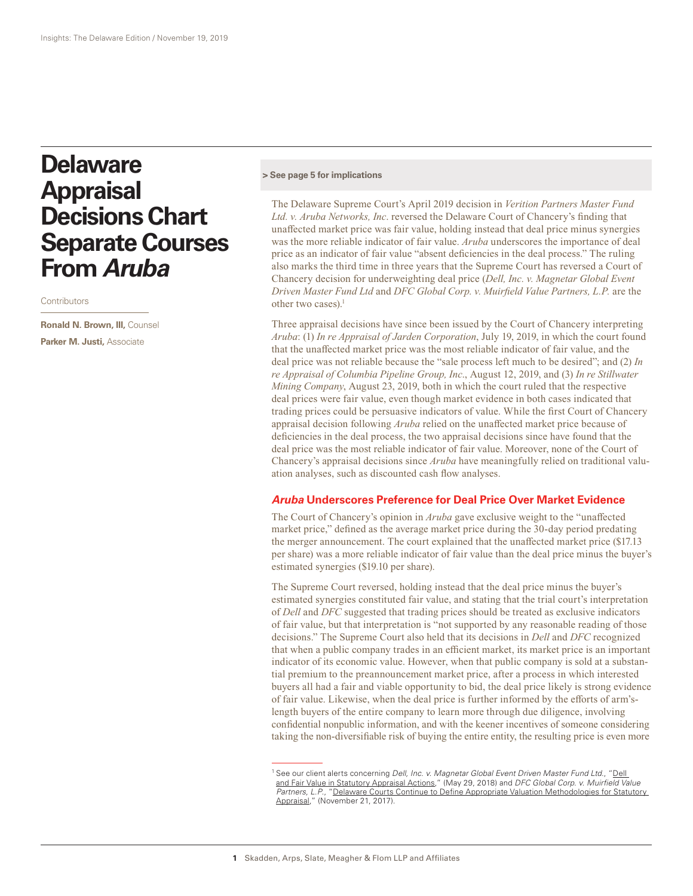Insights: The Delaware Edition / November 19, 2019

# Delaware Appraisal Decisions Chart Separate Courses From *Aruba*

Contributors

**Ronald N. Brown, III,** Counsel

**Parker M. Justi,** Associate

**> See page 5 for implications**

The Delaware Supreme Court's April 2019 decision in *Verition Partners Master Fund Ltd. v. Aruba Networks, Inc.* reversed the Delaware Court of Chancery's finding that unaffected market price was fair value, holding instead that deal price minus synergies was the more reliable indicator of fair value. *Aruba* underscores the importance of deal price as an indicator of fair value "absent deficiencies in the deal process." The ruling also marks the third time in three years that the Supreme Court has reversed a Court of Chancery decision for underweighting deal price (*Dell, Inc. v. Magnetar Global Event Driven Master Fund Ltd* and *DFC Global Corp. v. Muirfield Value Partners, L.P.* are the other two cases).[1]

Three appraisal decisions have since been issued by the Court of Chancery interpreting *Aruba*: (1) *In re Appraisal of Jarden Corporation*, July 19, 2019, in which the court found that the unaffected market price was the most reliable indicator of fair value, and the deal price was not reliable because the "sale process left much to be desired"; and (2) *In re Appraisal of Columbia Pipeline Group, Inc.*, August 12, 2019, and (3) *In re Stillwater Mining Company*, August 23, 2019, both in which the court ruled that the respective deal prices were fair value, even though market evidence in both cases indicated that trading prices could be persuasive indicators of value. While the first Court of Chancery appraisal decision following *Aruba* relied on the unaffected market price because of deficiencies in the deal process, the two appraisal decisions since have found that the deal price was the most reliable indicator of fair value. Moreover, none of the Court of Chancery's appraisal decisions since *Aruba* have meaningfully relied on traditional valuation analyses, such as discounted cash flow analyses.

## *Aruba* Underscores Preference for Deal Price Over Market Evidence

The Court of Chancery's opinion in *Aruba* gave exclusive weight to the "unaffected market price," defined as the average market price during the 30-day period predating the merger announcement. The court explained that the unaffected market price ($17.13 per share) was a more reliable indicator of fair value than the deal price minus the buyer's estimated synergies ($19.10 per share).

The Supreme Court reversed, holding instead that the deal price minus the buyer's estimated synergies constituted fair value, and stating that the trial court's interpretation of *Dell* and *DFC* suggested that trading prices should be treated as exclusive indicators of fair value, but that interpretation is "not supported by any reasonable reading of those decisions." The Supreme Court also held that its decisions in *Dell* and *DFC* recognized that when a public company trades in an efficient market, its market price is an important indicator of its economic value. However, when that public company is sold at a substantial premium to the preannouncement market price, after a process in which interested buyers all had a fair and viable opportunity to bid, the deal price likely is strong evidence of fair value. Likewise, when the deal price is further informed by the efforts of arm's-length buyers of the entire company to learn more through due diligence, involving confidential nonpublic information, and with the keener incentives of someone considering taking the non-diversifiable risk of buying the entire entity, the resulting price is even more

---

[1] See our client alerts concerning *Dell, Inc. v. Magnetar Global Event Driven Master Fund Ltd.*, "Dell and Fair Value in Statutory Appraisal Actions," (May 29, 2018) and *DFC Global Corp. v. Muirfield Value Partners, L.P.*, "Delaware Courts Continue to Define Appropriate Valuation Methodologies for Statutory Appraisal," (November 21, 2017).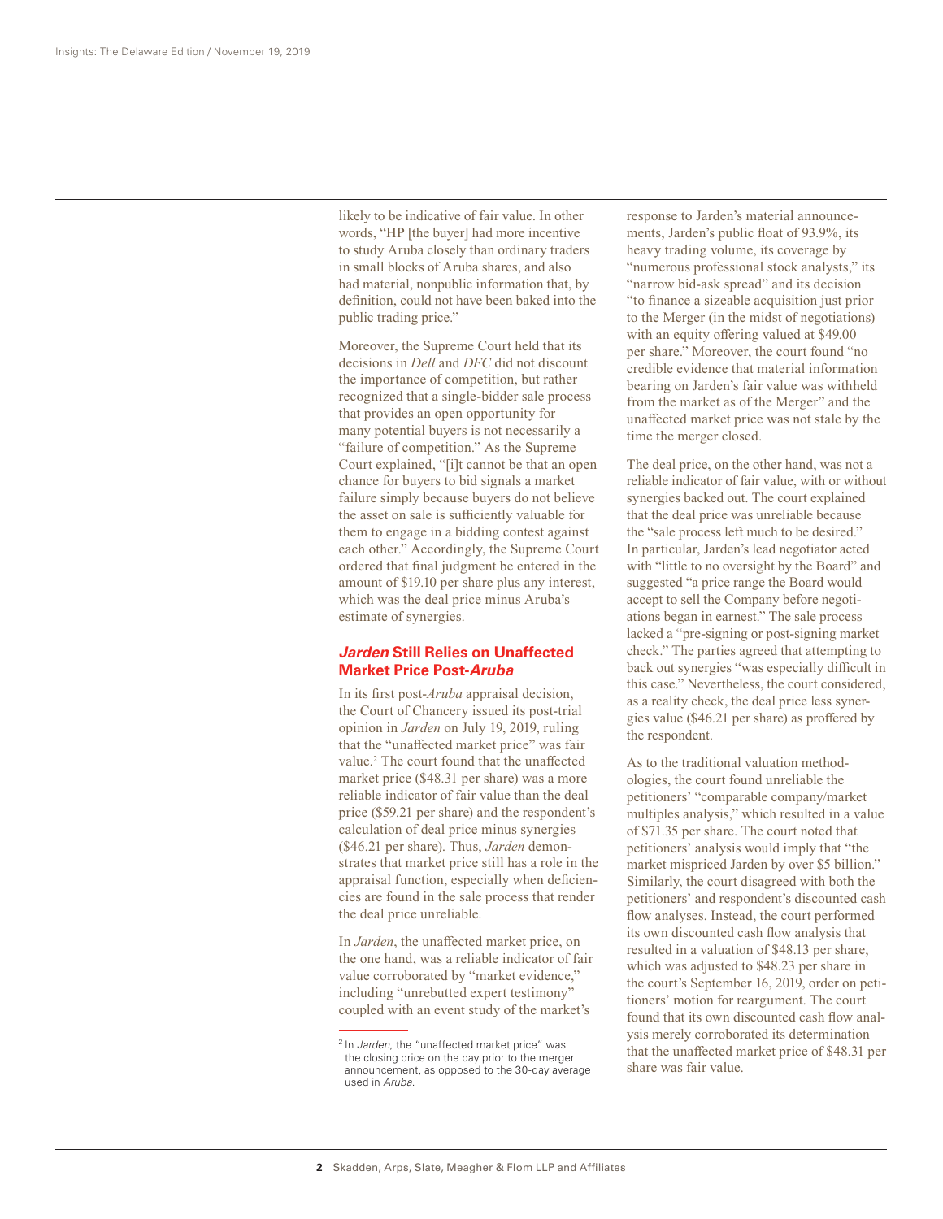likely to be indicative of fair value. In other words, "HP [the buyer] had more incentive to study Aruba closely than ordinary traders in small blocks of Aruba shares, and also had material, nonpublic information that, by definition, could not have been baked into the public trading price."

Moreover, the Supreme Court held that its decisions in *Dell* and *DFC* did not discount the importance of competition, but rather recognized that a single-bidder sale process that provides an open opportunity for many potential buyers is not necessarily a "failure of competition." As the Supreme Court explained, "[i]t cannot be that an open chance for buyers to bid signals a market failure simply because buyers do not believe the asset on sale is sufficiently valuable for them to engage in a bidding contest against each other." Accordingly, the Supreme Court ordered that final judgment be entered in the amount of $19.10 per share plus any interest, which was the deal price minus Aruba's estimate of synergies.

## *Jarden* Still Relies on Unaffected Market Price Post-*Aruba*

In its first post-*Aruba* appraisal decision, the Court of Chancery issued its post-trial opinion in *Jarden* on July 19, 2019, ruling that the "unaffected market price" was fair value.[2] The court found that the unaffected market price ($48.31 per share) was a more reliable indicator of fair value than the deal price ($59.21 per share) and the respondent's calculation of deal price minus synergies ($46.21 per share). Thus, *Jarden* demonstrates that market price still has a role in the appraisal function, especially when deficiencies are found in the sale process that render the deal price unreliable.

In *Jarden*, the unaffected market price, on the one hand, was a reliable indicator of fair value corroborated by "market evidence," including "unrebutted expert testimony" coupled with an event study of the market's response to Jarden's material announcements, Jarden's public float of 93.9%, its heavy trading volume, its coverage by "numerous professional stock analysts," its "narrow bid-ask spread" and its decision "to finance a sizeable acquisition just prior to the Merger (in the midst of negotiations) with an equity offering valued at $49.00 per share." Moreover, the court found "no credible evidence that material information bearing on Jarden's fair value was withheld from the market as of the Merger" and the unaffected market price was not stale by the time the merger closed.

The deal price, on the other hand, was not a reliable indicator of fair value, with or without synergies backed out. The court explained that the deal price was unreliable because the "sale process left much to be desired." In particular, Jarden's lead negotiator acted with "little to no oversight by the Board" and suggested "a price range the Board would accept to sell the Company before negotiations began in earnest." The sale process lacked a "pre-signing or post-signing market check." The parties agreed that attempting to back out synergies "was especially difficult in this case." Nevertheless, the court considered, as a reality check, the deal price less synergies value ($46.21 per share) as proffered by the respondent.

As to the traditional valuation methodologies, the court found unreliable the petitioners' "comparable company/market multiples analysis," which resulted in a value of $71.35 per share. The court noted that petitioners' analysis would imply that "the market mispriced Jarden by over $5 billion." Similarly, the court disagreed with both the petitioners' and respondent's discounted cash flow analyses. Instead, the court performed its own discounted cash flow analysis that resulted in a valuation of $48.13 per share, which was adjusted to $48.23 per share in the court's September 16, 2019, order on petitioners' motion for reargument. The court found that its own discounted cash flow analysis merely corroborated its determination that the unaffected market price of $48.31 per share was fair value.

---

[2] In *Jarden*, the "unaffected market price" was the closing price on the day prior to the merger announcement, as opposed to the 30-day average used in *Aruba*.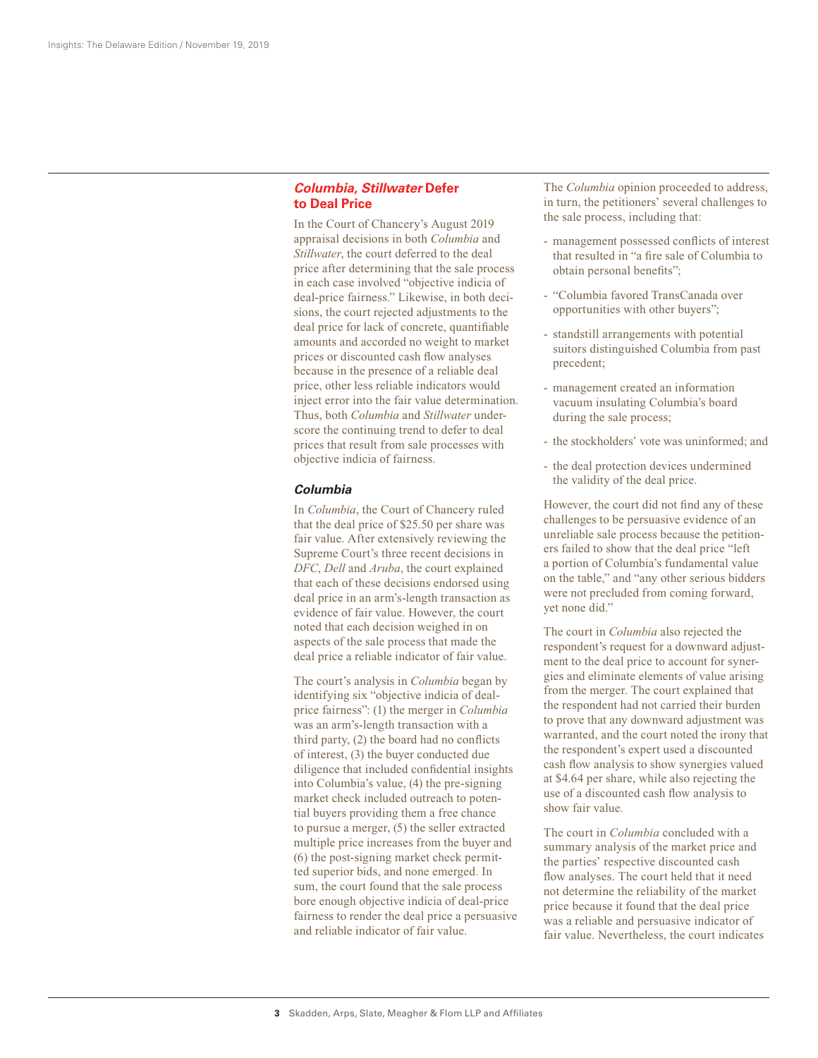## *Columbia, Stillwater* Defer to Deal Price

In the Court of Chancery's August 2019 appraisal decisions in both *Columbia* and *Stillwater*, the court deferred to the deal price after determining that the sale process in each case involved "objective indicia of deal-price fairness." Likewise, in both decisions, the court rejected adjustments to the deal price for lack of concrete, quantifiable amounts and accorded no weight to market prices or discounted cash flow analyses because in the presence of a reliable deal price, other less reliable indicators would inject error into the fair value determination. Thus, both *Columbia* and *Stillwater* underscore the continuing trend to defer to deal prices that result from sale processes with objective indicia of fairness.

### *Columbia*

In *Columbia*, the Court of Chancery ruled that the deal price of $25.50 per share was fair value. After extensively reviewing the Supreme Court's three recent decisions in *DFC*, *Dell* and *Aruba*, the court explained that each of these decisions endorsed using deal price in an arm's-length transaction as evidence of fair value. However, the court noted that each decision weighed in on aspects of the sale process that made the deal price a reliable indicator of fair value.

The court's analysis in *Columbia* began by identifying six "objective indicia of deal-price fairness": (1) the merger in *Columbia* was an arm's-length transaction with a third party, (2) the board had no conflicts of interest, (3) the buyer conducted due diligence that included confidential insights into Columbia's value, (4) the pre-signing market check included outreach to potential buyers providing them a free chance to pursue a merger, (5) the seller extracted multiple price increases from the buyer and (6) the post-signing market check permitted superior bids, and none emerged. In sum, the court found that the sale process bore enough objective indicia of deal-price fairness to render the deal price a persuasive and reliable indicator of fair value.

The *Columbia* opinion proceeded to address, in turn, the petitioners' several challenges to the sale process, including that:

- management possessed conflicts of interest that resulted in "a fire sale of Columbia to obtain personal benefits";
- "Columbia favored TransCanada over opportunities with other buyers";
- standstill arrangements with potential suitors distinguished Columbia from past precedent;
- management created an information vacuum insulating Columbia's board during the sale process;
- the stockholders' vote was uninformed; and
- the deal protection devices undermined the validity of the deal price.

However, the court did not find any of these challenges to be persuasive evidence of an unreliable sale process because the petitioners failed to show that the deal price "left a portion of Columbia's fundamental value on the table," and "any other serious bidders were not precluded from coming forward, yet none did."

The court in *Columbia* also rejected the respondent's request for a downward adjustment to the deal price to account for synergies and eliminate elements of value arising from the merger. The court explained that the respondent had not carried their burden to prove that any downward adjustment was warranted, and the court noted the irony that the respondent's expert used a discounted cash flow analysis to show synergies valued at $4.64 per share, while also rejecting the use of a discounted cash flow analysis to show fair value.

The court in *Columbia* concluded with a summary analysis of the market price and the parties' respective discounted cash flow analyses. The court held that it need not determine the reliability of the market price because it found that the deal price was a reliable and persuasive indicator of fair value. Nevertheless, the court indicates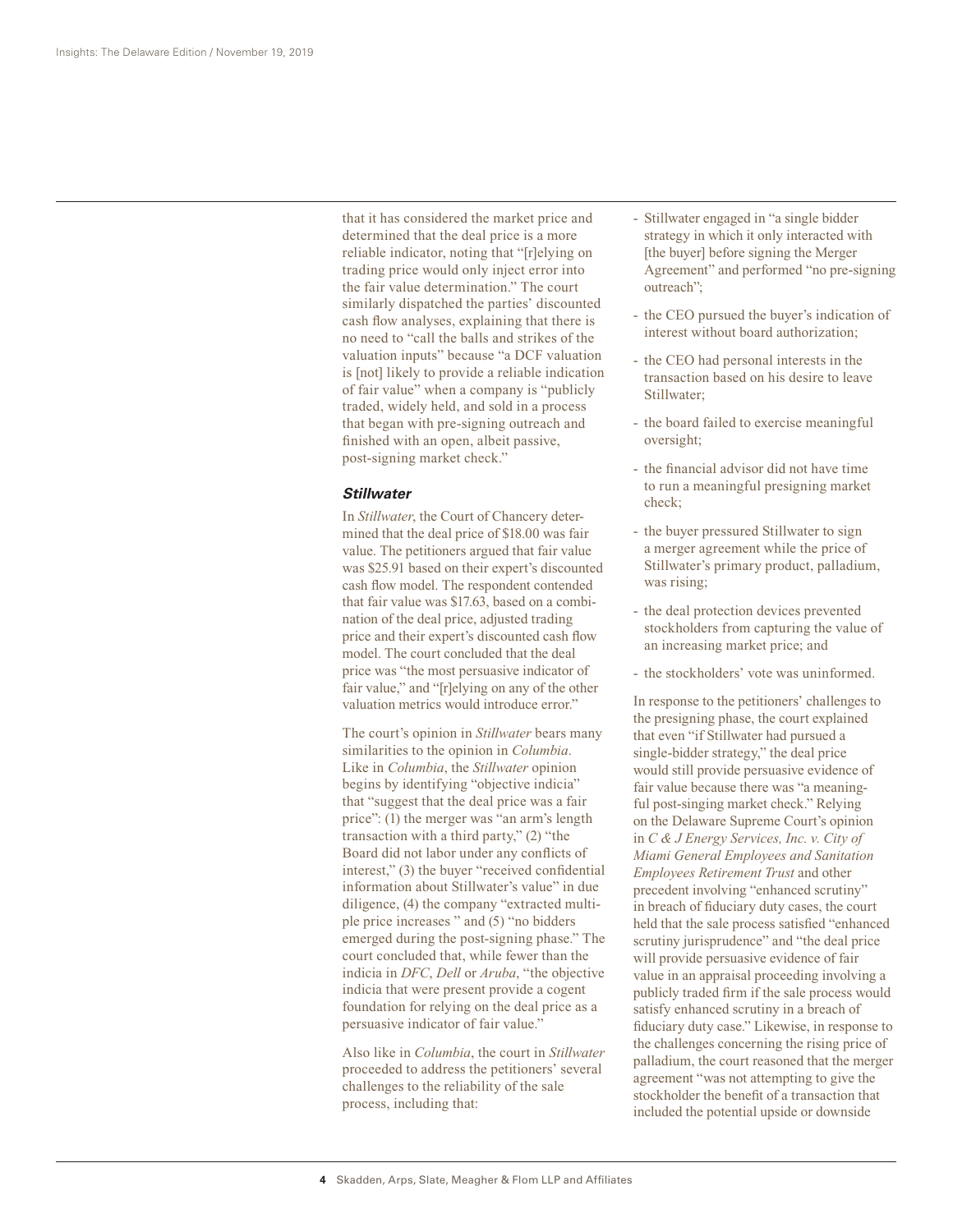that it has considered the market price and determined that the deal price is a more reliable indicator, noting that "[r]elying on trading price would only inject error into the fair value determination." The court similarly dispatched the parties' discounted cash flow analyses, explaining that there is no need to "call the balls and strikes of the valuation inputs" because "a DCF valuation is [not] likely to provide a reliable indication of fair value" when a company is "publicly traded, widely held, and sold in a process that began with pre-signing outreach and finished with an open, albeit passive, post-signing market check."

### *Stillwater*

In *Stillwater*, the Court of Chancery determined that the deal price of $18.00 was fair value. The petitioners argued that fair value was $25.91 based on their expert's discounted cash flow model. The respondent contended that fair value was $17.63, based on a combination of the deal price, adjusted trading price and their expert's discounted cash flow model. The court concluded that the deal price was "the most persuasive indicator of fair value," and "[r]elying on any of the other valuation metrics would introduce error."

The court's opinion in *Stillwater* bears many similarities to the opinion in *Columbia*. Like in *Columbia*, the *Stillwater* opinion begins by identifying "objective indicia" that "suggest that the deal price was a fair price": (1) the merger was "an arm's length transaction with a third party," (2) "the Board did not labor under any conflicts of interest," (3) the buyer "received confidential information about Stillwater's value" in due diligence, (4) the company "extracted multiple price increases " and (5) "no bidders emerged during the post-signing phase." The court concluded that, while fewer than the indicia in *DFC*, *Dell* or *Aruba*, "the objective indicia that were present provide a cogent foundation for relying on the deal price as a persuasive indicator of fair value."

Also like in *Columbia*, the court in *Stillwater* proceeded to address the petitioners' several challenges to the reliability of the sale process, including that:

- Stillwater engaged in "a single bidder strategy in which it only interacted with [the buyer] before signing the Merger Agreement" and performed "no pre-signing outreach";
- the CEO pursued the buyer's indication of interest without board authorization;
- the CEO had personal interests in the transaction based on his desire to leave Stillwater;
- the board failed to exercise meaningful oversight;
- the financial advisor did not have time to run a meaningful presigning market check;
- the buyer pressured Stillwater to sign a merger agreement while the price of Stillwater's primary product, palladium, was rising;
- the deal protection devices prevented stockholders from capturing the value of an increasing market price; and
- the stockholders' vote was uninformed.

In response to the petitioners' challenges to the presigning phase, the court explained that even "if Stillwater had pursued a single-bidder strategy," the deal price would still provide persuasive evidence of fair value because there was "a meaningful post-singing market check." Relying on the Delaware Supreme Court's opinion in *C & J Energy Services, Inc. v. City of Miami General Employees and Sanitation Employees Retirement Trust* and other precedent involving "enhanced scrutiny" in breach of fiduciary duty cases, the court held that the sale process satisfied "enhanced scrutiny jurisprudence" and "the deal price will provide persuasive evidence of fair value in an appraisal proceeding involving a publicly traded firm if the sale process would satisfy enhanced scrutiny in a breach of fiduciary duty case." Likewise, in response to the challenges concerning the rising price of palladium, the court reasoned that the merger agreement "was not attempting to give the stockholder the benefit of a transaction that included the potential upside or downside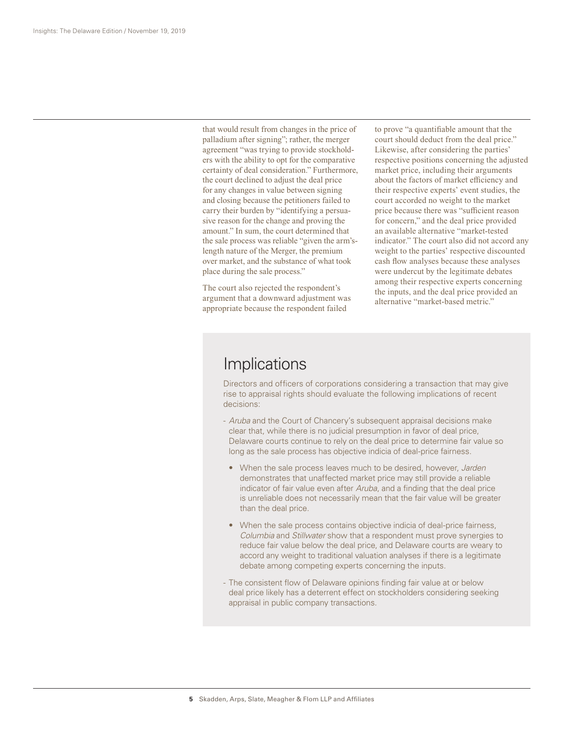that would result from changes in the price of palladium after signing"; rather, the merger agreement "was trying to provide stockholders with the ability to opt for the comparative certainty of deal consideration." Furthermore, the court declined to adjust the deal price for any changes in value between signing and closing because the petitioners failed to carry their burden by "identifying a persuasive reason for the change and proving the amount." In sum, the court determined that the sale process was reliable "given the arm's-length nature of the Merger, the premium over market, and the substance of what took place during the sale process."

The court also rejected the respondent's argument that a downward adjustment was appropriate because the respondent failed to prove "a quantifiable amount that the court should deduct from the deal price." Likewise, after considering the parties' respective positions concerning the adjusted market price, including their arguments about the factors of market efficiency and their respective experts' event studies, the court accorded no weight to the market price because there was "sufficient reason for concern," and the deal price provided an available alternative "market-tested indicator." The court also did not accord any weight to the parties' respective discounted cash flow analyses because these analyses were undercut by the legitimate debates among their respective experts concerning the inputs, and the deal price provided an alternative "market-based metric."

## Implications

Directors and officers of corporations considering a transaction that may give rise to appraisal rights should evaluate the following implications of recent decisions:

- *Aruba* and the Court of Chancery's subsequent appraisal decisions make clear that, while there is no judicial presumption in favor of deal price, Delaware courts continue to rely on the deal price to determine fair value so long as the sale process has objective indicia of deal-price fairness.
  - When the sale process leaves much to be desired, however, *Jarden* demonstrates that unaffected market price may still provide a reliable indicator of fair value even after *Aruba*, and a finding that the deal price is unreliable does not necessarily mean that the fair value will be greater than the deal price.
  - When the sale process contains objective indicia of deal-price fairness, *Columbia* and *Stillwater* show that a respondent must prove synergies to reduce fair value below the deal price, and Delaware courts are weary to accord any weight to traditional valuation analyses if there is a legitimate debate among competing experts concerning the inputs.
- The consistent flow of Delaware opinions finding fair value at or below deal price likely has a deterrent effect on stockholders considering seeking appraisal in public company transactions.